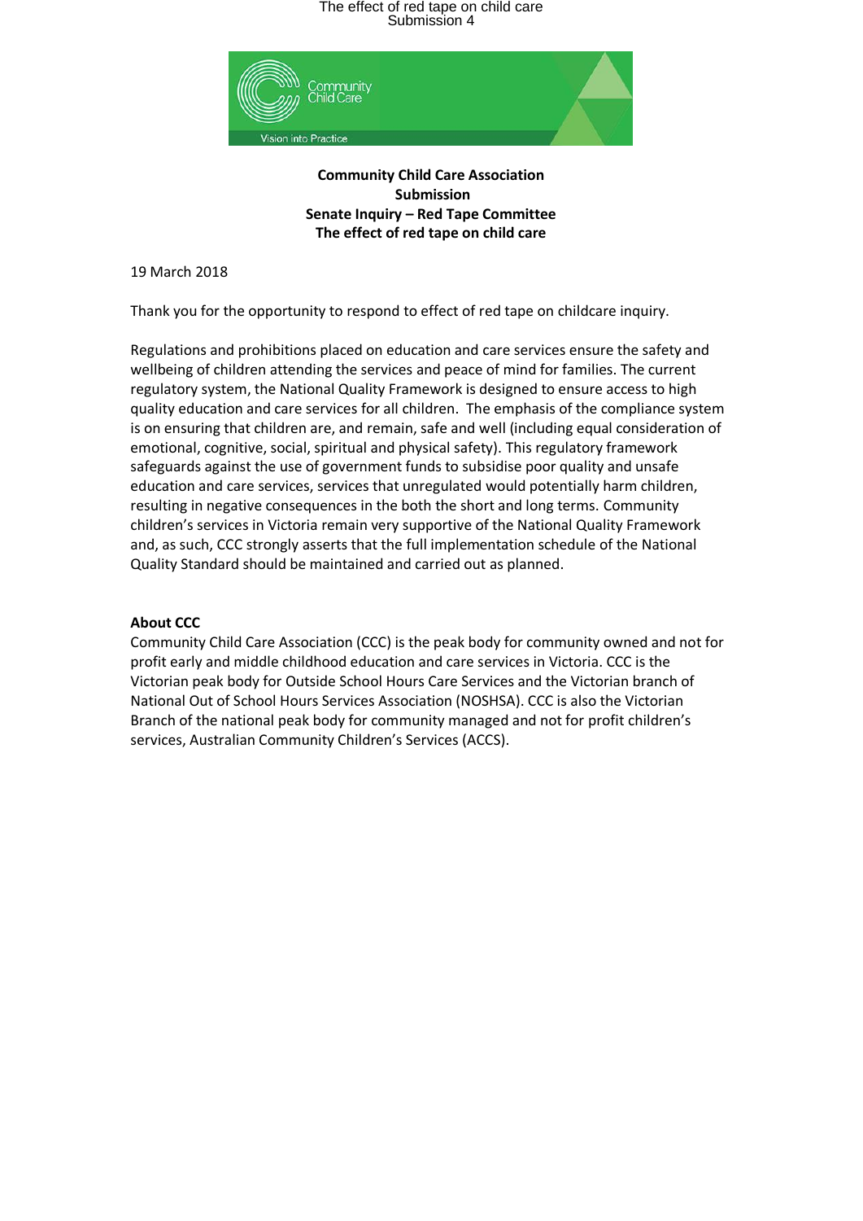**Community Child Care Association**
**Submission**
**Senate Inquiry – Red Tape Committee**
**The effect of red tape on child care**

19 March 2018

Thank you for the opportunity to respond to effect of red tape on childcare inquiry.

Regulations and prohibitions placed on education and care services ensure the safety and wellbeing of children attending the services and peace of mind for families. The current regulatory system, the National Quality Framework is designed to ensure access to high quality education and care services for all children. The emphasis of the compliance system is on ensuring that children are, and remain, safe and well (including equal consideration of emotional, cognitive, social, spiritual and physical safety). This regulatory framework safeguards against the use of government funds to subsidise poor quality and unsafe education and care services, services that unregulated would potentially harm children, resulting in negative consequences in the both the short and long terms. Community children's services in Victoria remain very supportive of the National Quality Framework and, as such, CCC strongly asserts that the full implementation schedule of the National Quality Standard should be maintained and carried out as planned.

**About CCC**

Community Child Care Association (CCC) is the peak body for community owned and not for profit early and middle childhood education and care services in Victoria. CCC is the Victorian peak body for Outside School Hours Care Services and the Victorian branch of National Out of School Hours Services Association (NOSHSA). CCC is also the Victorian Branch of the national peak body for community managed and not for profit children's services, Australian Community Children's Services (ACCS).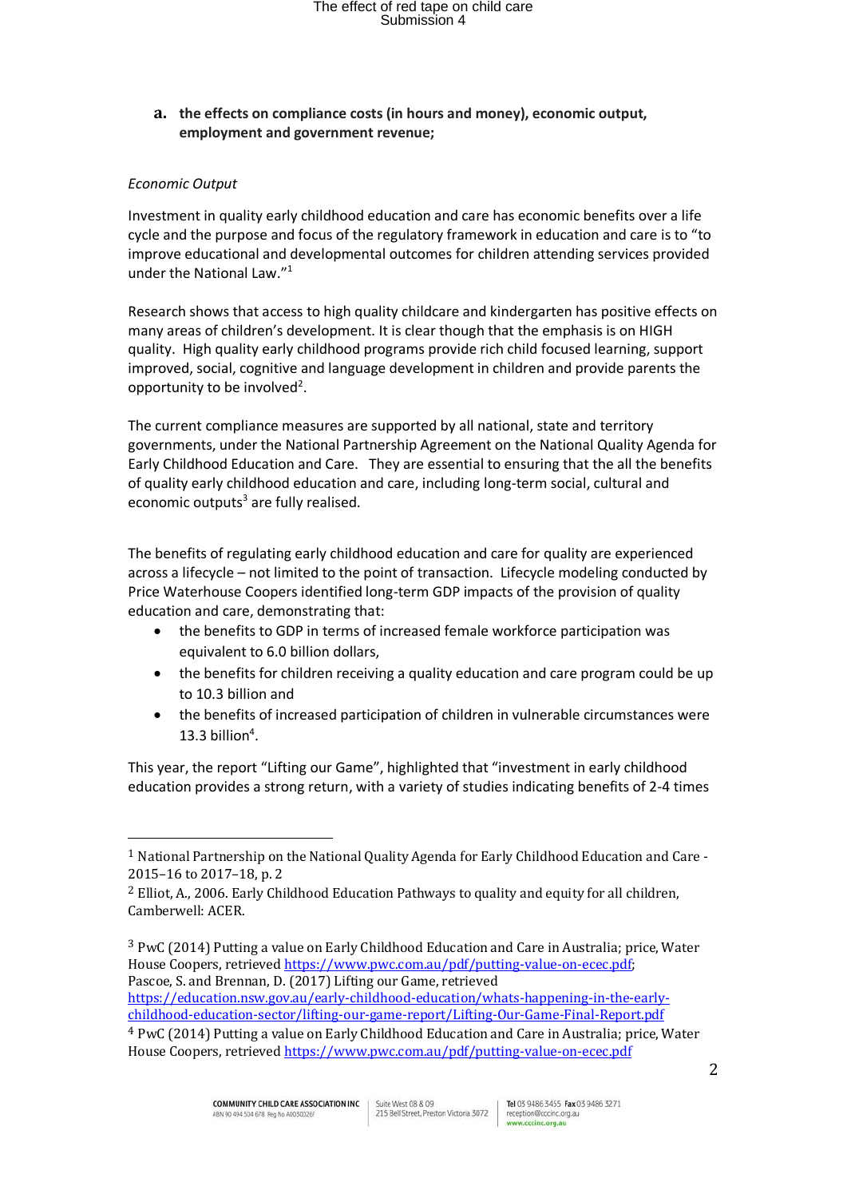**a. the effects on compliance costs (in hours and money), economic output, employment and government revenue;**

*Economic Output*

Investment in quality early childhood education and care has economic benefits over a life cycle and the purpose and focus of the regulatory framework in education and care is to "to improve educational and developmental outcomes for children attending services provided under the National Law."[1]

Research shows that access to high quality childcare and kindergarten has positive effects on many areas of children's development. It is clear though that the emphasis is on HIGH quality. High quality early childhood programs provide rich child focused learning, support improved, social, cognitive and language development in children and provide parents the opportunity to be involved[2].

The current compliance measures are supported by all national, state and territory governments, under the National Partnership Agreement on the National Quality Agenda for Early Childhood Education and Care. They are essential to ensuring that the all the benefits of quality early childhood education and care, including long-term social, cultural and economic outputs[3] are fully realised.

The benefits of regulating early childhood education and care for quality are experienced across a lifecycle – not limited to the point of transaction. Lifecycle modeling conducted by Price Waterhouse Coopers identified long-term GDP impacts of the provision of quality education and care, demonstrating that:

- the benefits to GDP in terms of increased female workforce participation was equivalent to 6.0 billion dollars,
- the benefits for children receiving a quality education and care program could be up to 10.3 billion and
- the benefits of increased participation of children in vulnerable circumstances were 13.3 billion[4].

This year, the report "Lifting our Game", highlighted that "investment in early childhood education provides a strong return, with a variety of studies indicating benefits of 2-4 times

---

[1] National Partnership on the National Quality Agenda for Early Childhood Education and Care - 2015–16 to 2017–18, p. 2

[2] Elliot, A., 2006. Early Childhood Education Pathways to quality and equity for all children, Camberwell: ACER.

[3] PwC (2014) Putting a value on Early Childhood Education and Care in Australia; price, Water House Coopers, retrieved https://www.pwc.com.au/pdf/putting-value-on-ecec.pdf;
Pascoe, S. and Brennan, D. (2017) Lifting our Game, retrieved https://education.nsw.gov.au/early-childhood-education/whats-happening-in-the-early-childhood-education-sector/lifting-our-game-report/Lifting-Our-Game-Final-Report.pdf

[4] PwC (2014) Putting a value on Early Childhood Education and Care in Australia; price, Water House Coopers, retrieved https://www.pwc.com.au/pdf/putting-value-on-ecec.pdf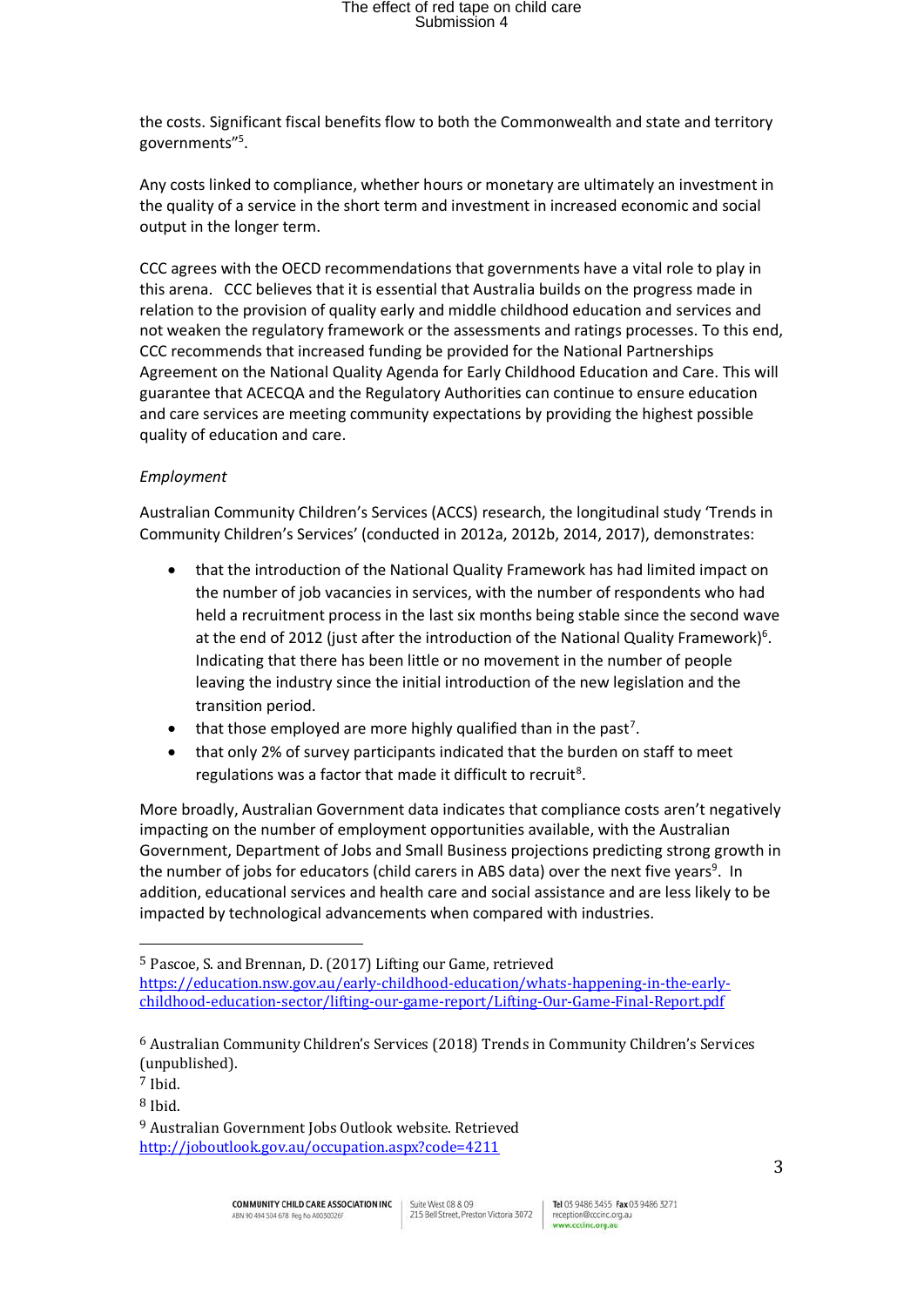the costs. Significant fiscal benefits flow to both the Commonwealth and state and territory governments"[5].

Any costs linked to compliance, whether hours or monetary are ultimately an investment in the quality of a service in the short term and investment in increased economic and social output in the longer term.

CCC agrees with the OECD recommendations that governments have a vital role to play in this arena. CCC believes that it is essential that Australia builds on the progress made in relation to the provision of quality early and middle childhood education and services and not weaken the regulatory framework or the assessments and ratings processes. To this end, CCC recommends that increased funding be provided for the National Partnerships Agreement on the National Quality Agenda for Early Childhood Education and Care. This will guarantee that ACECQA and the Regulatory Authorities can continue to ensure education and care services are meeting community expectations by providing the highest possible quality of education and care.

*Employment*

Australian Community Children's Services (ACCS) research, the longitudinal study 'Trends in Community Children's Services' (conducted in 2012a, 2012b, 2014, 2017), demonstrates:

- that the introduction of the National Quality Framework has had limited impact on the number of job vacancies in services, with the number of respondents who had held a recruitment process in the last six months being stable since the second wave at the end of 2012 (just after the introduction of the National Quality Framework)[6]. Indicating that there has been little or no movement in the number of people leaving the industry since the initial introduction of the new legislation and the transition period.
- that those employed are more highly qualified than in the past[7].
- that only 2% of survey participants indicated that the burden on staff to meet regulations was a factor that made it difficult to recruit[8].

More broadly, Australian Government data indicates that compliance costs aren't negatively impacting on the number of employment opportunities available, with the Australian Government, Department of Jobs and Small Business projections predicting strong growth in the number of jobs for educators (child carers in ABS data) over the next five years[9]. In addition, educational services and health care and social assistance and are less likely to be impacted by technological advancements when compared with industries.

---

[5] Pascoe, S. and Brennan, D. (2017) Lifting our Game, retrieved https://education.nsw.gov.au/early-childhood-education/whats-happening-in-the-early-childhood-education-sector/lifting-our-game-report/Lifting-Our-Game-Final-Report.pdf

[6] Australian Community Children's Services (2018) Trends in Community Children's Services (unpublished).

[7] Ibid.

[8] Ibid.

[9] Australian Government Jobs Outlook website. Retrieved http://joboutlook.gov.au/occupation.aspx?code=4211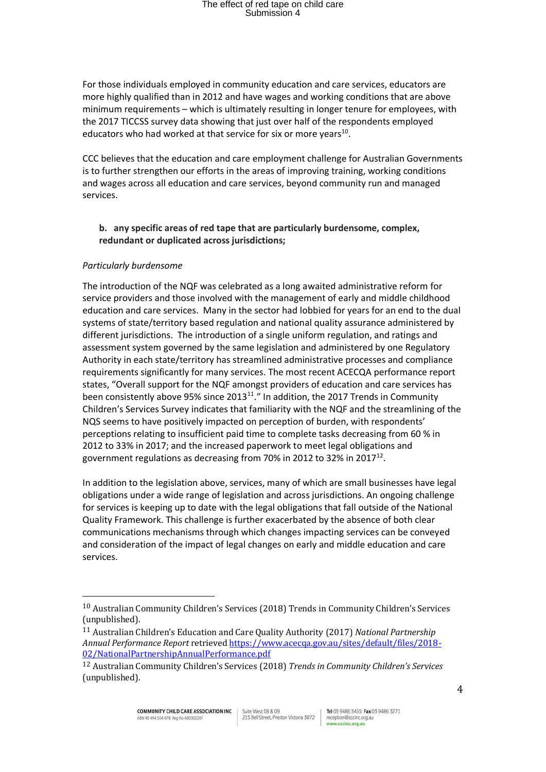For those individuals employed in community education and care services, educators are more highly qualified than in 2012 and have wages and working conditions that are above minimum requirements – which is ultimately resulting in longer tenure for employees, with the 2017 TICCSS survey data showing that just over half of the respondents employed educators who had worked at that service for six or more years[10].

CCC believes that the education and care employment challenge for Australian Governments is to further strengthen our efforts in the areas of improving training, working conditions and wages across all education and care services, beyond community run and managed services.

**b. any specific areas of red tape that are particularly burdensome, complex, redundant or duplicated across jurisdictions;**

*Particularly burdensome*

The introduction of the NQF was celebrated as a long awaited administrative reform for service providers and those involved with the management of early and middle childhood education and care services. Many in the sector had lobbied for years for an end to the dual systems of state/territory based regulation and national quality assurance administered by different jurisdictions. The introduction of a single uniform regulation, and ratings and assessment system governed by the same legislation and administered by one Regulatory Authority in each state/territory has streamlined administrative processes and compliance requirements significantly for many services. The most recent ACECQA performance report states, "Overall support for the NQF amongst providers of education and care services has been consistently above 95% since 2013[11]." In addition, the 2017 Trends in Community Children's Services Survey indicates that familiarity with the NQF and the streamlining of the NQS seems to have positively impacted on perception of burden, with respondents' perceptions relating to insufficient paid time to complete tasks decreasing from 60 % in 2012 to 33% in 2017; and the increased paperwork to meet legal obligations and government regulations as decreasing from 70% in 2012 to 32% in 2017[12].

In addition to the legislation above, services, many of which are small businesses have legal obligations under a wide range of legislation and across jurisdictions. An ongoing challenge for services is keeping up to date with the legal obligations that fall outside of the National Quality Framework. This challenge is further exacerbated by the absence of both clear communications mechanisms through which changes impacting services can be conveyed and consideration of the impact of legal changes on early and middle education and care services.

---

[10] Australian Community Children's Services (2018) Trends in Community Children's Services (unpublished).

[11] Australian Children's Education and Care Quality Authority (2017) *National Partnership Annual Performance Report* retrieved https://www.acecqa.gov.au/sites/default/files/2018-02/NationalPartnershipAnnualPerformance.pdf

[12] Australian Community Children's Services (2018) *Trends in Community Children's Services* (unpublished).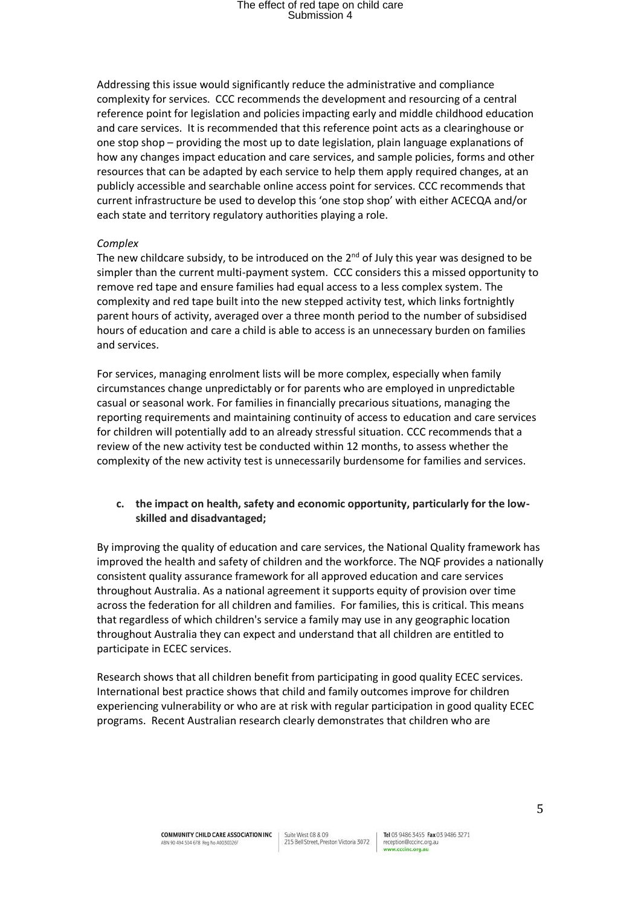Addressing this issue would significantly reduce the administrative and compliance complexity for services. CCC recommends the development and resourcing of a central reference point for legislation and policies impacting early and middle childhood education and care services. It is recommended that this reference point acts as a clearinghouse or one stop shop – providing the most up to date legislation, plain language explanations of how any changes impact education and care services, and sample policies, forms and other resources that can be adapted by each service to help them apply required changes, at an publicly accessible and searchable online access point for services. CCC recommends that current infrastructure be used to develop this 'one stop shop' with either ACECQA and/or each state and territory regulatory authorities playing a role.

*Complex*

The new childcare subsidy, to be introduced on the 2nd of July this year was designed to be simpler than the current multi-payment system. CCC considers this a missed opportunity to remove red tape and ensure families had equal access to a less complex system. The complexity and red tape built into the new stepped activity test, which links fortnightly parent hours of activity, averaged over a three month period to the number of subsidised hours of education and care a child is able to access is an unnecessary burden on families and services.

For services, managing enrolment lists will be more complex, especially when family circumstances change unpredictably or for parents who are employed in unpredictable casual or seasonal work. For families in financially precarious situations, managing the reporting requirements and maintaining continuity of access to education and care services for children will potentially add to an already stressful situation. CCC recommends that a review of the new activity test be conducted within 12 months, to assess whether the complexity of the new activity test is unnecessarily burdensome for families and services.

**c. the impact on health, safety and economic opportunity, particularly for the low-skilled and disadvantaged;**

By improving the quality of education and care services, the National Quality framework has improved the health and safety of children and the workforce. The NQF provides a nationally consistent quality assurance framework for all approved education and care services throughout Australia. As a national agreement it supports equity of provision over time across the federation for all children and families. For families, this is critical. This means that regardless of which children's service a family may use in any geographic location throughout Australia they can expect and understand that all children are entitled to participate in ECEC services.

Research shows that all children benefit from participating in good quality ECEC services. International best practice shows that child and family outcomes improve for children experiencing vulnerability or who are at risk with regular participation in good quality ECEC programs. Recent Australian research clearly demonstrates that children who are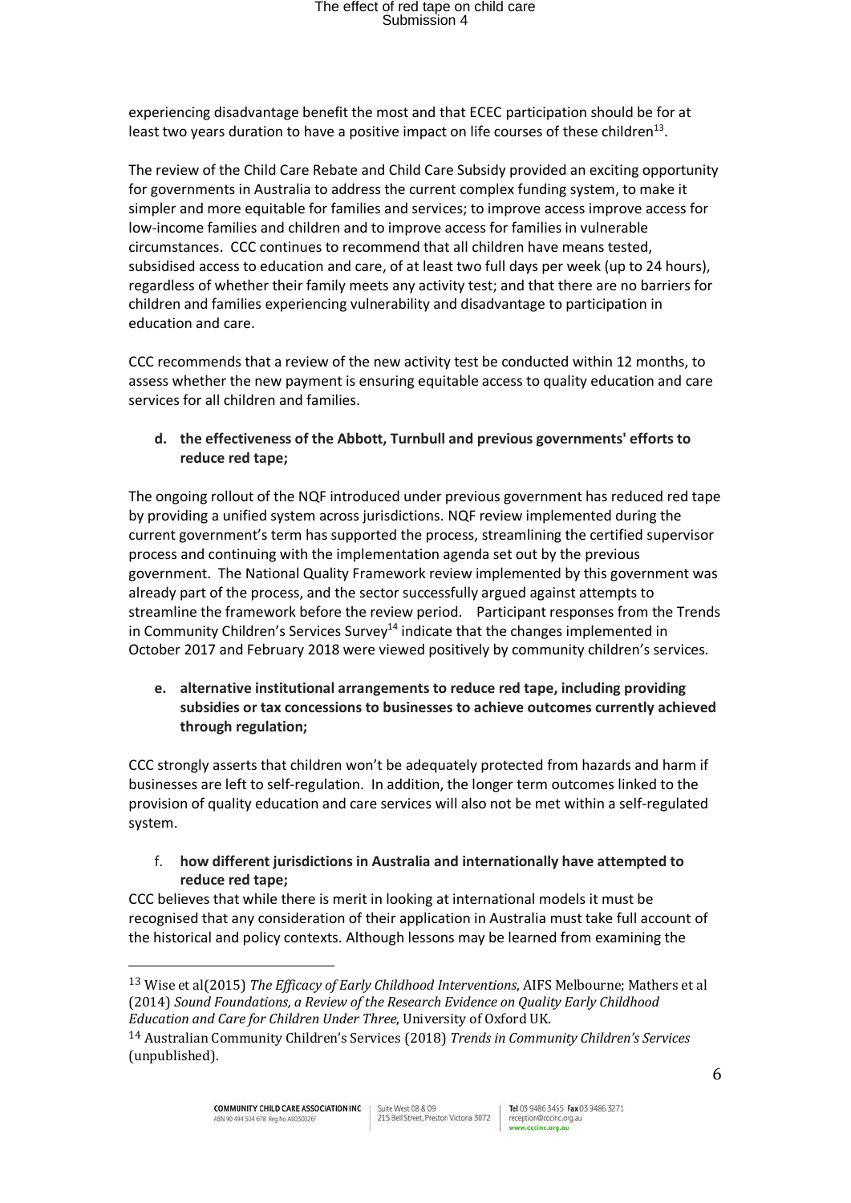experiencing disadvantage benefit the most and that ECEC participation should be for at least two years duration to have a positive impact on life courses of these children[13].

The review of the Child Care Rebate and Child Care Subsidy provided an exciting opportunity for governments in Australia to address the current complex funding system, to make it simpler and more equitable for families and services; to improve access improve access for low-income families and children and to improve access for families in vulnerable circumstances. CCC continues to recommend that all children have means tested, subsidised access to education and care, of at least two full days per week (up to 24 hours), regardless of whether their family meets any activity test; and that there are no barriers for children and families experiencing vulnerability and disadvantage to participation in education and care.

CCC recommends that a review of the new activity test be conducted within 12 months, to assess whether the new payment is ensuring equitable access to quality education and care services for all children and families.

**d. the effectiveness of the Abbott, Turnbull and previous governments' efforts to reduce red tape;**

The ongoing rollout of the NQF introduced under previous government has reduced red tape by providing a unified system across jurisdictions. NQF review implemented during the current government's term has supported the process, streamlining the certified supervisor process and continuing with the implementation agenda set out by the previous government. The National Quality Framework review implemented by this government was already part of the process, and the sector successfully argued against attempts to streamline the framework before the review period. Participant responses from the Trends in Community Children's Services Survey[14] indicate that the changes implemented in October 2017 and February 2018 were viewed positively by community children's services.

**e. alternative institutional arrangements to reduce red tape, including providing subsidies or tax concessions to businesses to achieve outcomes currently achieved through regulation;**

CCC strongly asserts that children won't be adequately protected from hazards and harm if businesses are left to self-regulation. In addition, the longer term outcomes linked to the provision of quality education and care services will also not be met within a self-regulated system.

f. **how different jurisdictions in Australia and internationally have attempted to reduce red tape;**

CCC believes that while there is merit in looking at international models it must be recognised that any consideration of their application in Australia must take full account of the historical and policy contexts. Although lessons may be learned from examining the

---

[13] Wise et al(2015) *The Efficacy of Early Childhood Interventions*, AIFS Melbourne; Mathers et al (2014) *Sound Foundations, a Review of the Research Evidence on Quality Early Childhood Education and Care for Children Under Three*, University of Oxford UK.

[14] Australian Community Children's Services (2018) *Trends in Community Children's Services* (unpublished).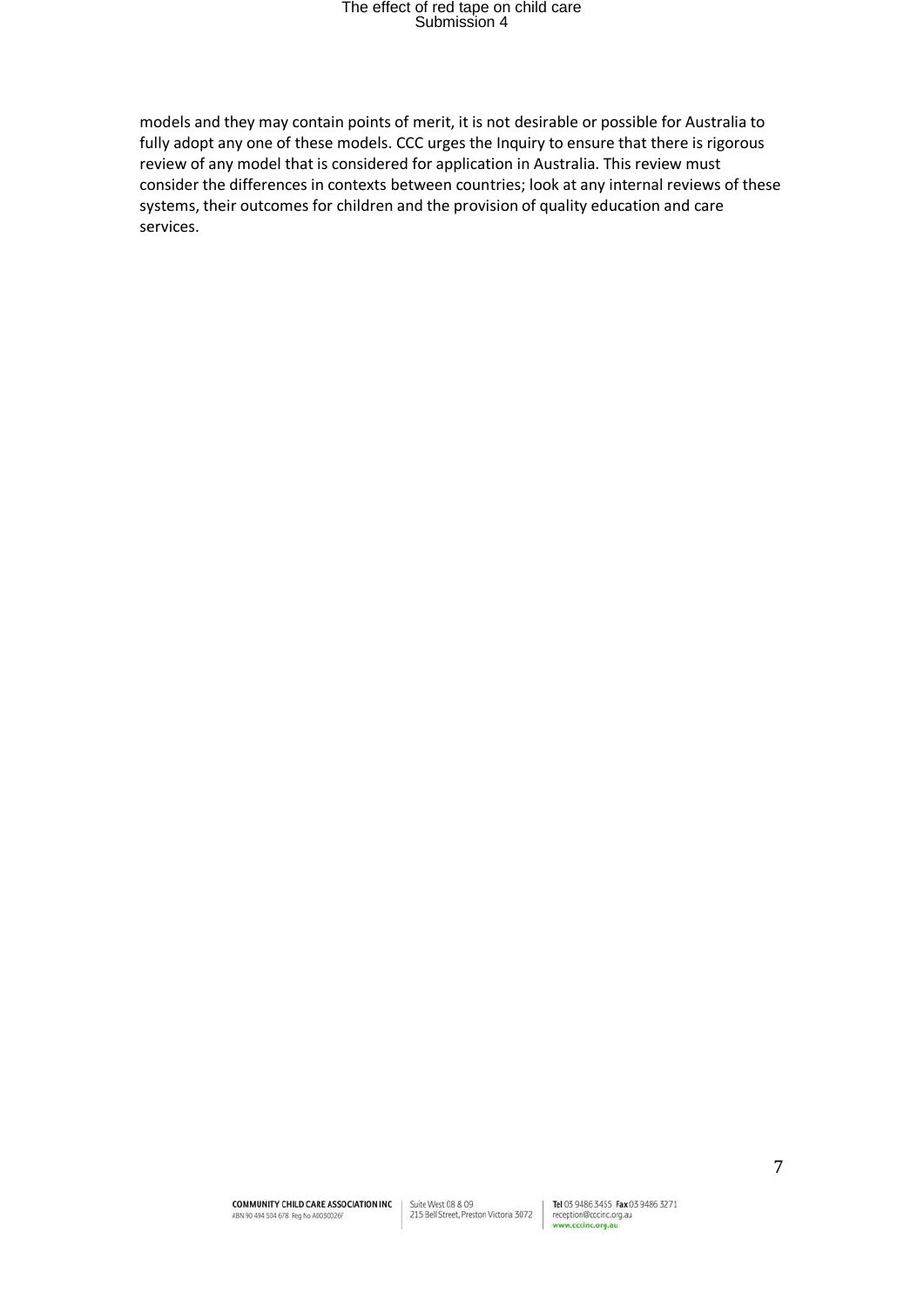models and they may contain points of merit, it is not desirable or possible for Australia to fully adopt any one of these models. CCC urges the Inquiry to ensure that there is rigorous review of any model that is considered for application in Australia. This review must consider the differences in contexts between countries; look at any internal reviews of these systems, their outcomes for children and the provision of quality education and care services.